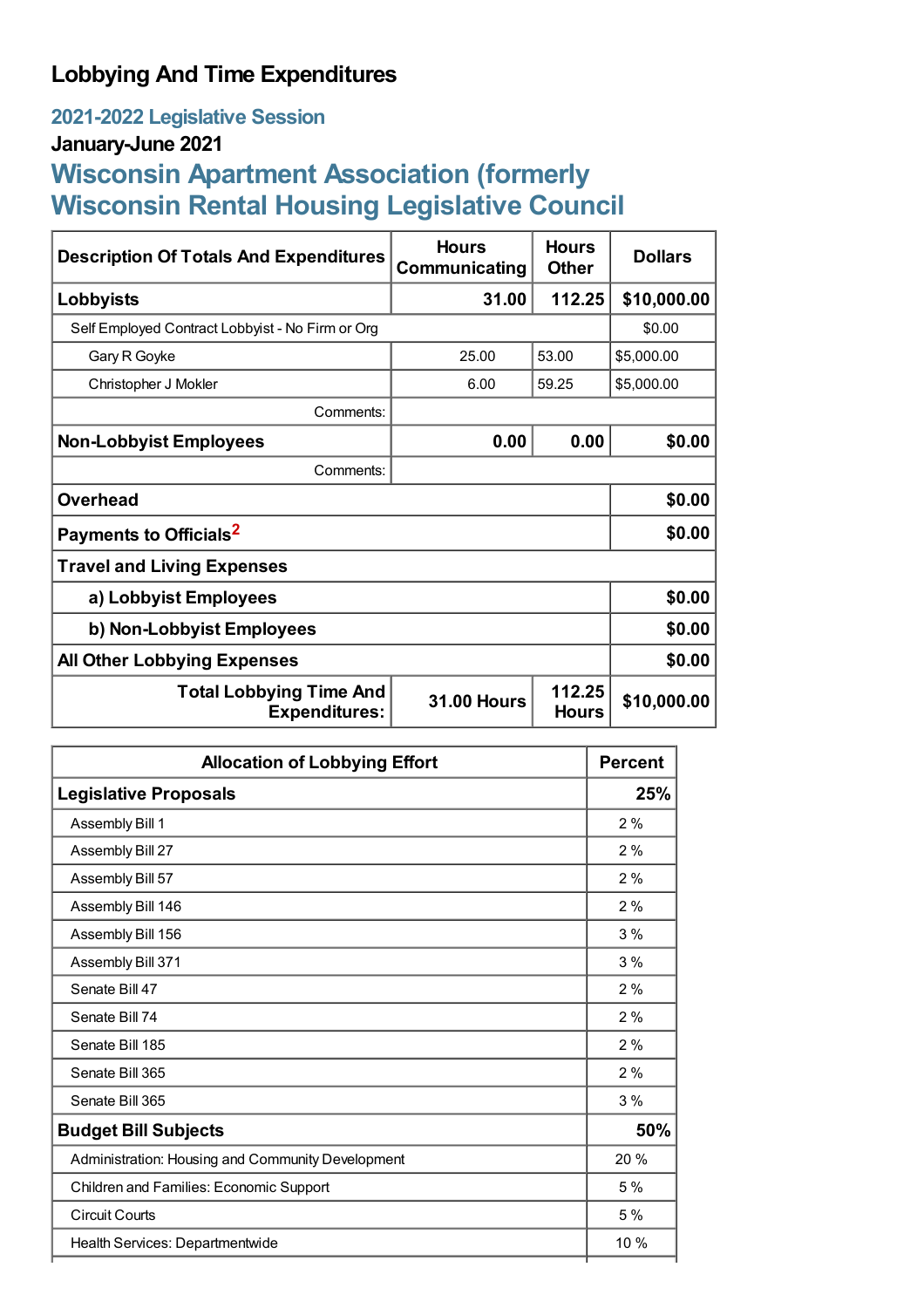# Lobbying And Time Expenditures

## 2021-2022 Legislative Session

### January-June 2021

## Wisconsin Apartment Association (formerly Wisconsin Rental Housing Legislative Council

| Description Of Totals And Expenditures | Hours Communicating | Hours Other | Dollars |
|---|---|---|---|
| **Lobbyists** | **31.00** | **112.25** | **$10,000.00** |
| Self Employed Contract Lobbyist - No Firm or Org | | | $0.00 |
| Gary R Goyke | 25.00 | 53.00 | $5,000.00 |
| Christopher J Mokler | 6.00 | 59.25 | $5,000.00 |
| Comments: | | | |
| **Non-Lobbyist Employees** | **0.00** | **0.00** | **$0.00** |
| Comments: | | | |
| **Overhead** | | | **$0.00** |
| **Payments to Officials**[2] | | | **$0.00** |
| **Travel and Living Expenses** | | | |
| **a) Lobbyist Employees** | | | **$0.00** |
| **b) Non-Lobbyist Employees** | | | **$0.00** |
| **All Other Lobbying Expenses** | | | **$0.00** |
| **Total Lobbying Time And Expenditures:** | **31.00 Hours** | **112.25 Hours** | **$10,000.00** |

| Allocation of Lobbying Effort | Percent |
|---|---|
| **Legislative Proposals** | **25%** |
| Assembly Bill 1 | 2 % |
| Assembly Bill 27 | 2 % |
| Assembly Bill 57 | 2 % |
| Assembly Bill 146 | 2 % |
| Assembly Bill 156 | 3 % |
| Assembly Bill 371 | 3 % |
| Senate Bill 47 | 2 % |
| Senate Bill 74 | 2 % |
| Senate Bill 185 | 2 % |
| Senate Bill 365 | 2 % |
| Senate Bill 365 | 3 % |
| **Budget Bill Subjects** | **50%** |
| Administration: Housing and Community Development | 20 % |
| Children and Families: Economic Support | 5 % |
| Circuit Courts | 5 % |
| Health Services: Departmentwide | 10 % |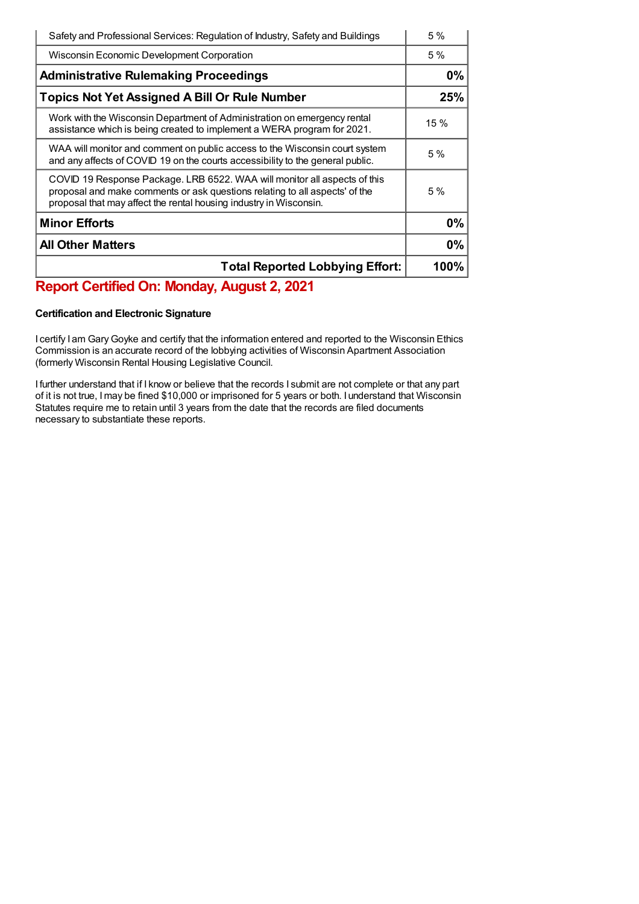| | |
|---|---|
| Safety and Professional Services: Regulation of Industry, Safety and Buildings | 5 % |
| Wisconsin Economic Development Corporation | 5 % |
| **Administrative Rulemaking Proceedings** | **0%** |
| **Topics Not Yet Assigned A Bill Or Rule Number** | **25%** |
| Work with the Wisconsin Department of Administration on emergency rental assistance which is being created to implement a WERA program for 2021. | 15 % |
| WAA will monitor and comment on public access to the Wisconsin court system and any affects of COVID 19 on the courts accessibility to the general public. | 5 % |
| COVID 19 Response Package. LRB 6522. WAA will monitor all aspects of this proposal and make comments or ask questions relating to all aspects' of the proposal that may affect the rental housing industry in Wisconsin. | 5 % |
| **Minor Efforts** | **0%** |
| **All Other Matters** | **0%** |
| **Total Reported Lobbying Effort:** | **100%** |

## Report Certified On: Monday, August 2, 2021

**Certification and Electronic Signature**

I certify I am Gary Goyke and certify that the information entered and reported to the Wisconsin Ethics Commission is an accurate record of the lobbying activities of Wisconsin Apartment Association (formerly Wisconsin Rental Housing Legislative Council.

I further understand that if I know or believe that the records I submit are not complete or that any part of it is not true, I may be fined $10,000 or imprisoned for 5 years or both. I understand that Wisconsin Statutes require me to retain until 3 years from the date that the records are filed documents necessary to substantiate these reports.